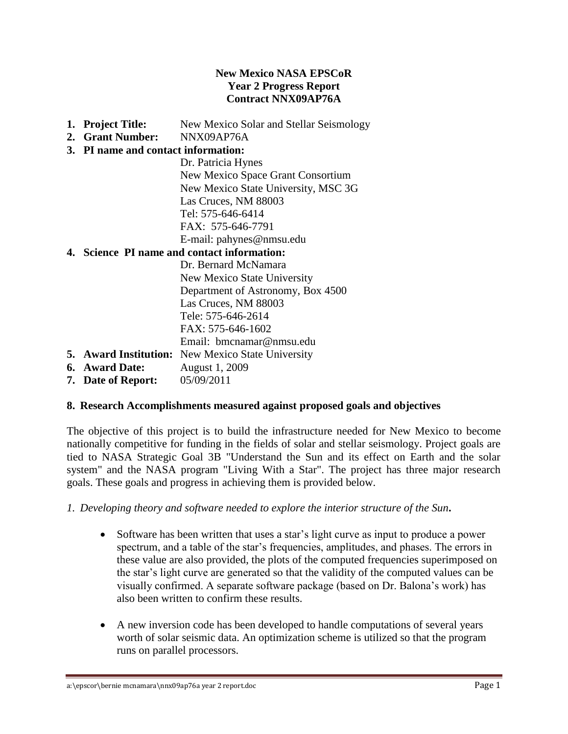**New Mexico NASA EPSCoR**
**Year 2 Progress Report**
**Contract NNX09AP76A**

1. **Project Title:** New Mexico Solar and Stellar Seismology
2. **Grant Number:** NNX09AP76A
3. **PI name and contact information:**
   Dr. Patricia Hynes
   New Mexico Space Grant Consortium
   New Mexico State University, MSC 3G
   Las Cruces, NM 88003
   Tel: 575-646-6414
   FAX: 575-646-7791
   E-mail: pahynes@nmsu.edu
4. **Science PI name and contact information:**
   Dr. Bernard McNamara
   New Mexico State University
   Department of Astronomy, Box 4500
   Las Cruces, NM 88003
   Tele: 575-646-2614
   FAX: 575-646-1602
   Email: bmcnamar@nmsu.edu
5. **Award Institution:** New Mexico State University
6. **Award Date:** August 1, 2009
7. **Date of Report:** 05/09/2011

## 8. Research Accomplishments measured against proposed goals and objectives

The objective of this project is to build the infrastructure needed for New Mexico to become nationally competitive for funding in the fields of solar and stellar seismology. Project goals are tied to NASA Strategic Goal 3B "Understand the Sun and its effect on Earth and the solar system" and the NASA program "Living With a Star". The project has three major research goals. These goals and progress in achieving them is provided below.

*1. Developing theory and software needed to explore the interior structure of the Sun.*

- Software has been written that uses a star's light curve as input to produce a power spectrum, and a table of the star's frequencies, amplitudes, and phases. The errors in these value are also provided, the plots of the computed frequencies superimposed on the star's light curve are generated so that the validity of the computed values can be visually confirmed. A separate software package (based on Dr. Balona's work) has also been written to confirm these results.

- A new inversion code has been developed to handle computations of several years worth of solar seismic data. An optimization scheme is utilized so that the program runs on parallel processors.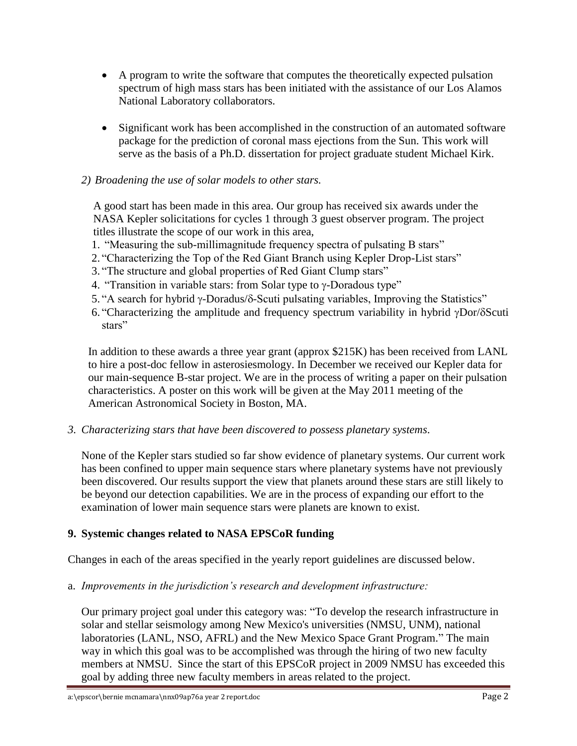- A program to write the software that computes the theoretically expected pulsation spectrum of high mass stars has been initiated with the assistance of our Los Alamos National Laboratory collaborators.

- Significant work has been accomplished in the construction of an automated software package for the prediction of coronal mass ejections from the Sun. This work will serve as the basis of a Ph.D. dissertation for project graduate student Michael Kirk.

*2) Broadening the use of solar models to other stars.*

A good start has been made in this area. Our group has received six awards under the NASA Kepler solicitations for cycles 1 through 3 guest observer program. The project titles illustrate the scope of our work in this area,

1. "Measuring the sub-millimagnitude frequency spectra of pulsating B stars"
2. "Characterizing the Top of the Red Giant Branch using Kepler Drop-List stars"
3. "The structure and global properties of Red Giant Clump stars"
4. "Transition in variable stars: from Solar type to γ-Doradous type"
5. "A search for hybrid γ-Doradus/δ-Scuti pulsating variables, Improving the Statistics"
6. "Characterizing the amplitude and frequency spectrum variability in hybrid γDor/δScuti stars"

In addition to these awards a three year grant (approx $215K) has been received from LANL to hire a post-doc fellow in asterosiesmology. In December we received our Kepler data for our main-sequence B-star project. We are in the process of writing a paper on their pulsation characteristics. A poster on this work will be given at the May 2011 meeting of the American Astronomical Society in Boston, MA.

*3. Characterizing stars that have been discovered to possess planetary systems.*

None of the Kepler stars studied so far show evidence of planetary systems. Our current work has been confined to upper main sequence stars where planetary systems have not previously been discovered. Our results support the view that planets around these stars are still likely to be beyond our detection capabilities. We are in the process of expanding our effort to the examination of lower main sequence stars were planets are known to exist.

**9. Systemic changes related to NASA EPSCoR funding**

Changes in each of the areas specified in the yearly report guidelines are discussed below.

a. *Improvements in the jurisdiction's research and development infrastructure:*

Our primary project goal under this category was: "To develop the research infrastructure in solar and stellar seismology among New Mexico's universities (NMSU, UNM), national laboratories (LANL, NSO, AFRL) and the New Mexico Space Grant Program." The main way in which this goal was to be accomplished was through the hiring of two new faculty members at NMSU. Since the start of this EPSCoR project in 2009 NMSU has exceeded this goal by adding three new faculty members in areas related to the project.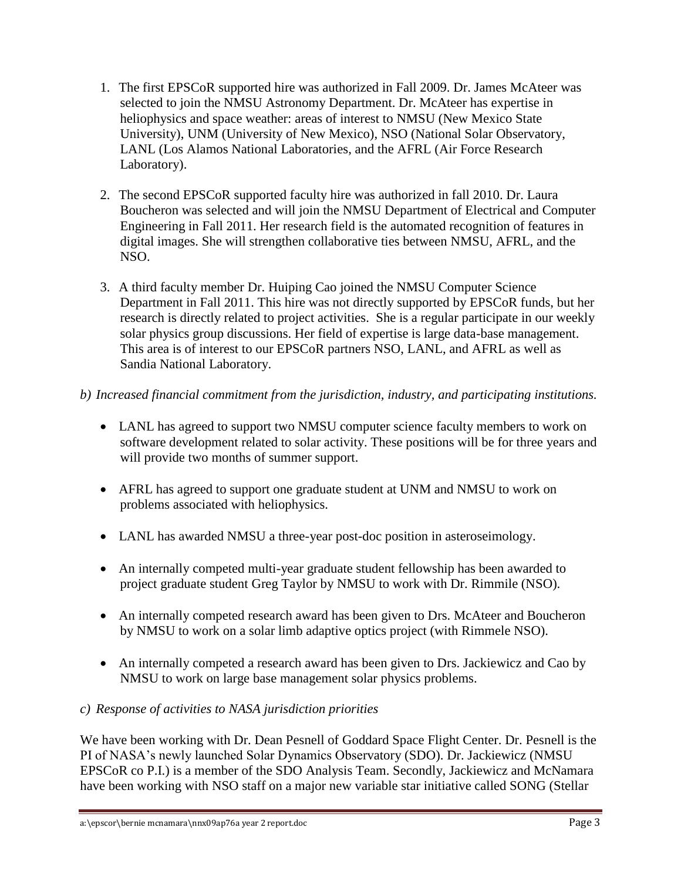1. The first EPSCoR supported hire was authorized in Fall 2009. Dr. James McAteer was selected to join the NMSU Astronomy Department. Dr. McAteer has expertise in heliophysics and space weather: areas of interest to NMSU (New Mexico State University), UNM (University of New Mexico), NSO (National Solar Observatory, LANL (Los Alamos National Laboratories, and the AFRL (Air Force Research Laboratory).

2. The second EPSCoR supported faculty hire was authorized in fall 2010. Dr. Laura Boucheron was selected and will join the NMSU Department of Electrical and Computer Engineering in Fall 2011. Her research field is the automated recognition of features in digital images. She will strengthen collaborative ties between NMSU, AFRL, and the NSO.

3. A third faculty member Dr. Huiping Cao joined the NMSU Computer Science Department in Fall 2011. This hire was not directly supported by EPSCoR funds, but her research is directly related to project activities. She is a regular participate in our weekly solar physics group discussions. Her field of expertise is large data-base management. This area is of interest to our EPSCoR partners NSO, LANL, and AFRL as well as Sandia National Laboratory.

*b) Increased financial commitment from the jurisdiction, industry, and participating institutions.*

- LANL has agreed to support two NMSU computer science faculty members to work on software development related to solar activity. These positions will be for three years and will provide two months of summer support.

- AFRL has agreed to support one graduate student at UNM and NMSU to work on problems associated with heliophysics.

- LANL has awarded NMSU a three-year post-doc position in asteroseimology.

- An internally competed multi-year graduate student fellowship has been awarded to project graduate student Greg Taylor by NMSU to work with Dr. Rimmile (NSO).

- An internally competed research award has been given to Drs. McAteer and Boucheron by NMSU to work on a solar limb adaptive optics project (with Rimmele NSO).

- An internally competed a research award has been given to Drs. Jackiewicz and Cao by NMSU to work on large base management solar physics problems.

*c) Response of activities to NASA jurisdiction priorities*

We have been working with Dr. Dean Pesnell of Goddard Space Flight Center. Dr. Pesnell is the PI of NASA's newly launched Solar Dynamics Observatory (SDO). Dr. Jackiewicz (NMSU EPSCoR co P.I.) is a member of the SDO Analysis Team. Secondly, Jackiewicz and McNamara have been working with NSO staff on a major new variable star initiative called SONG (Stellar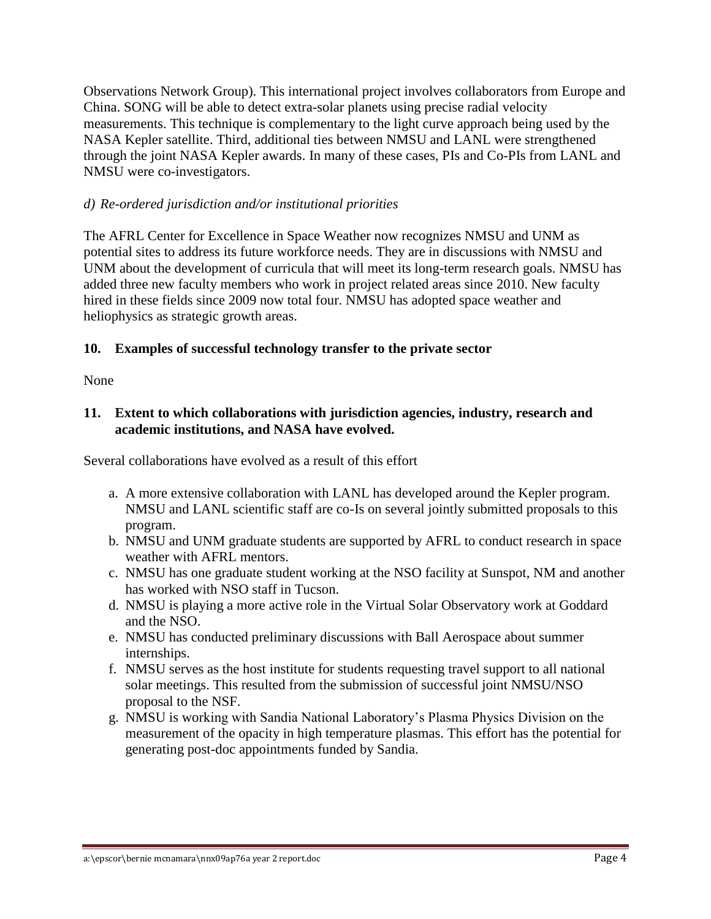Observations Network Group). This international project involves collaborators from Europe and China. SONG will be able to detect extra-solar planets using precise radial velocity measurements. This technique is complementary to the light curve approach being used by the NASA Kepler satellite. Third, additional ties between NMSU and LANL were strengthened through the joint NASA Kepler awards. In many of these cases, PIs and Co-PIs from LANL and NMSU were co-investigators.

*d) Re-ordered jurisdiction and/or institutional priorities*

The AFRL Center for Excellence in Space Weather now recognizes NMSU and UNM as potential sites to address its future workforce needs. They are in discussions with NMSU and UNM about the development of curricula that will meet its long-term research goals. NMSU has added three new faculty members who work in project related areas since 2010. New faculty hired in these fields since 2009 now total four. NMSU has adopted space weather and heliophysics as strategic growth areas.

### 10. Examples of successful technology transfer to the private sector

None

### 11. Extent to which collaborations with jurisdiction agencies, industry, research and academic institutions, and NASA have evolved.

Several collaborations have evolved as a result of this effort

a. A more extensive collaboration with LANL has developed around the Kepler program. NMSU and LANL scientific staff are co-Is on several jointly submitted proposals to this program.
b. NMSU and UNM graduate students are supported by AFRL to conduct research in space weather with AFRL mentors.
c. NMSU has one graduate student working at the NSO facility at Sunspot, NM and another has worked with NSO staff in Tucson.
d. NMSU is playing a more active role in the Virtual Solar Observatory work at Goddard and the NSO.
e. NMSU has conducted preliminary discussions with Ball Aerospace about summer internships.
f. NMSU serves as the host institute for students requesting travel support to all national solar meetings. This resulted from the submission of successful joint NMSU/NSO proposal to the NSF.
g. NMSU is working with Sandia National Laboratory's Plasma Physics Division on the measurement of the opacity in high temperature plasmas. This effort has the potential for generating post-doc appointments funded by Sandia.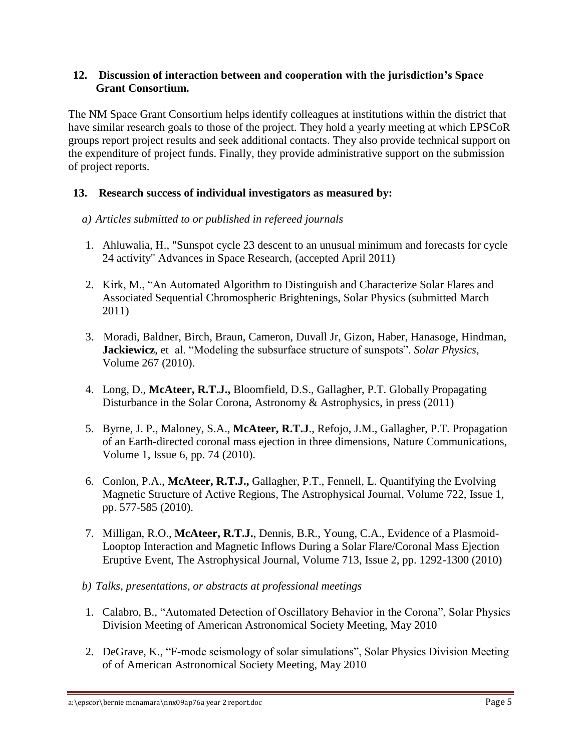## 12. Discussion of interaction between and cooperation with the jurisdiction's Space Grant Consortium.

The NM Space Grant Consortium helps identify colleagues at institutions within the district that have similar research goals to those of the project. They hold a yearly meeting at which EPSCoR groups report project results and seek additional contacts. They also provide technical support on the expenditure of project funds. Finally, they provide administrative support on the submission of project reports.

## 13. Research success of individual investigators as measured by:

*a) Articles submitted to or published in refereed journals*

1. Ahluwalia, H., "Sunspot cycle 23 descent to an unusual minimum and forecasts for cycle 24 activity" Advances in Space Research, (accepted April 2011)
2. Kirk, M., "An Automated Algorithm to Distinguish and Characterize Solar Flares and Associated Sequential Chromospheric Brightenings, Solar Physics (submitted March 2011)
3. Moradi, Baldner, Birch, Braun, Cameron, Duvall Jr, Gizon, Haber, Hanasoge, Hindman, **Jackiewicz**, et al. "Modeling the subsurface structure of sunspots". *Solar Physics*, Volume 267 (2010).
4. Long, D., **McAteer, R.T.J.,** Bloomfield, D.S., Gallagher, P.T. Globally Propagating Disturbance in the Solar Corona, Astronomy & Astrophysics, in press (2011)
5. Byrne, J. P., Maloney, S.A., **McAteer, R.T.J**., Refojo, J.M., Gallagher, P.T. Propagation of an Earth-directed coronal mass ejection in three dimensions, Nature Communications, Volume 1, Issue 6, pp. 74 (2010).
6. Conlon, P.A., **McAteer, R.T.J.,** Gallagher, P.T., Fennell, L. Quantifying the Evolving Magnetic Structure of Active Regions, The Astrophysical Journal, Volume 722, Issue 1, pp. 577-585 (2010).
7. Milligan, R.O., **McAteer, R.T.J.**, Dennis, B.R., Young, C.A., Evidence of a Plasmoid-Looptop Interaction and Magnetic Inflows During a Solar Flare/Coronal Mass Ejection Eruptive Event, The Astrophysical Journal, Volume 713, Issue 2, pp. 1292-1300 (2010)

*b) Talks, presentations, or abstracts at professional meetings*

1. Calabro, B., "Automated Detection of Oscillatory Behavior in the Corona", Solar Physics Division Meeting of American Astronomical Society Meeting, May 2010
2. DeGrave, K., "F-mode seismology of solar simulations", Solar Physics Division Meeting of of American Astronomical Society Meeting, May 2010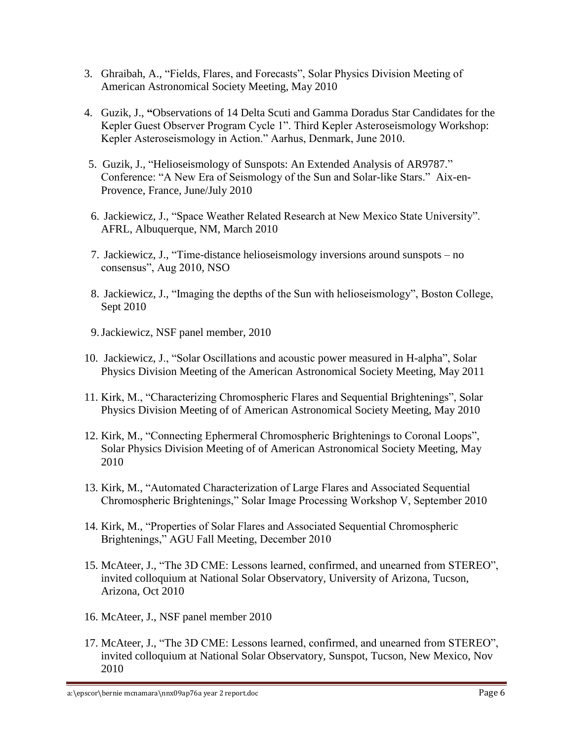3. Ghraibah, A., "Fields, Flares, and Forecasts", Solar Physics Division Meeting of American Astronomical Society Meeting, May 2010

4. Guzik, J., **"**Observations of 14 Delta Scuti and Gamma Doradus Star Candidates for the Kepler Guest Observer Program Cycle 1". Third Kepler Asteroseismology Workshop: Kepler Asteroseismology in Action." Aarhus, Denmark, June 2010.

5. Guzik, J., "Helioseismology of Sunspots: An Extended Analysis of AR9787." Conference: "A New Era of Seismology of the Sun and Solar-like Stars." Aix-en-Provence, France, June/July 2010

6. Jackiewicz, J., "Space Weather Related Research at New Mexico State University". AFRL, Albuquerque, NM, March 2010

7. Jackiewicz, J., "Time-distance helioseismology inversions around sunspots – no consensus", Aug 2010, NSO

8. Jackiewicz, J., "Imaging the depths of the Sun with helioseismology", Boston College, Sept 2010

9. Jackiewicz, NSF panel member, 2010

10. Jackiewicz, J., "Solar Oscillations and acoustic power measured in H-alpha", Solar Physics Division Meeting of the American Astronomical Society Meeting, May 2011

11. Kirk, M., "Characterizing Chromospheric Flares and Sequential Brightenings", Solar Physics Division Meeting of of American Astronomical Society Meeting, May 2010

12. Kirk, M., "Connecting Ephermeral Chromospheric Brightenings to Coronal Loops", Solar Physics Division Meeting of of American Astronomical Society Meeting, May 2010

13. Kirk, M., "Automated Characterization of Large Flares and Associated Sequential Chromospheric Brightenings," Solar Image Processing Workshop V, September 2010

14. Kirk, M., "Properties of Solar Flares and Associated Sequential Chromospheric Brightenings," AGU Fall Meeting, December 2010

15. McAteer, J., "The 3D CME: Lessons learned, confirmed, and unearned from STEREO", invited colloquium at National Solar Observatory, University of Arizona, Tucson, Arizona, Oct 2010

16. McAteer, J., NSF panel member 2010

17. McAteer, J., "The 3D CME: Lessons learned, confirmed, and unearned from STEREO", invited colloquium at National Solar Observatory, Sunspot, Tucson, New Mexico, Nov 2010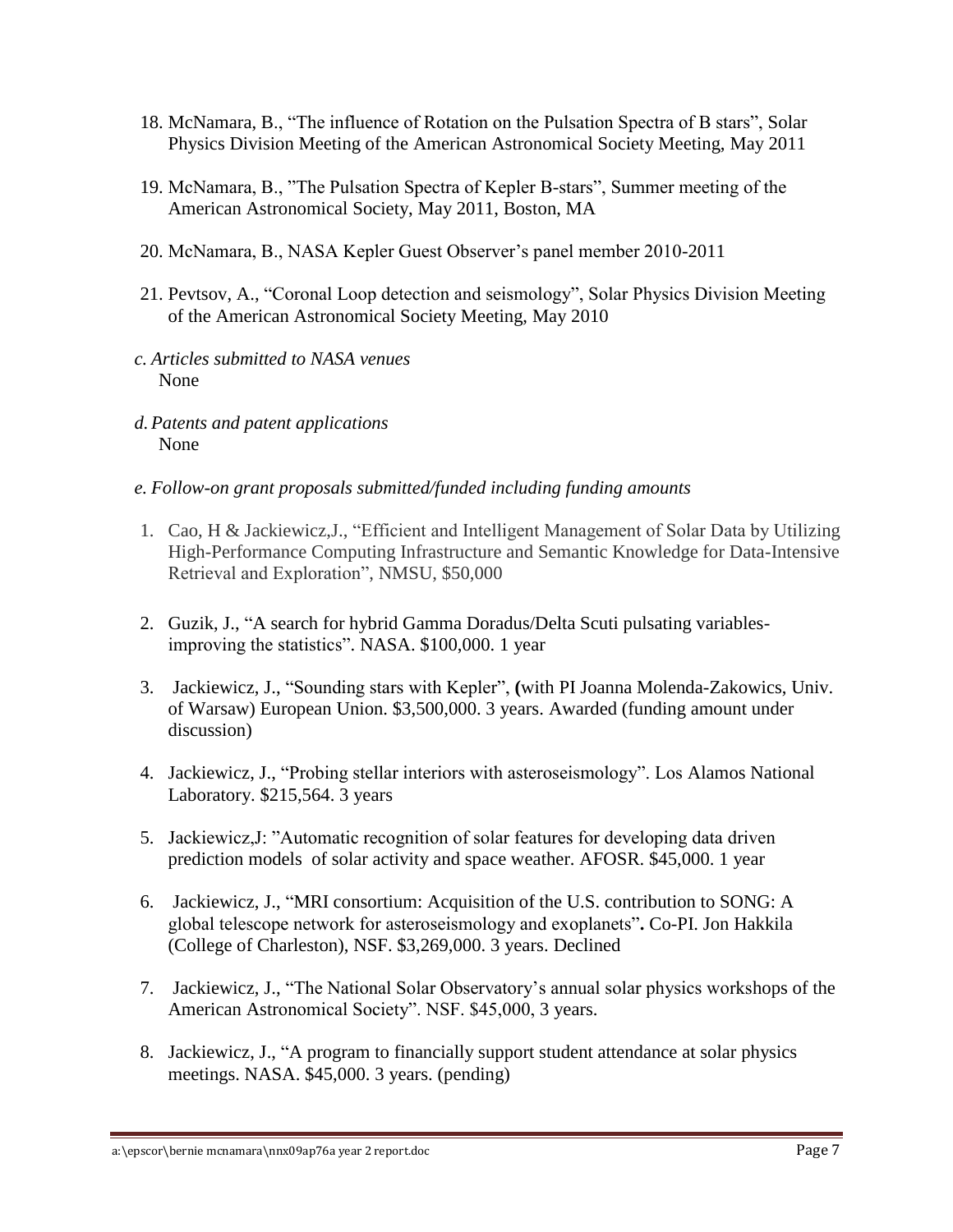18. McNamara, B., "The influence of Rotation on the Pulsation Spectra of B stars", Solar Physics Division Meeting of the American Astronomical Society Meeting, May 2011

19. McNamara, B., "The Pulsation Spectra of Kepler B-stars", Summer meeting of the American Astronomical Society, May 2011, Boston, MA

20. McNamara, B., NASA Kepler Guest Observer's panel member 2010-2011

21. Pevtsov, A., "Coronal Loop detection and seismology", Solar Physics Division Meeting of the American Astronomical Society Meeting, May 2010

*c. Articles submitted to NASA venues*
None

*d. Patents and patent applications*
None

*e. Follow-on grant proposals submitted/funded including funding amounts*

1. Cao, H & Jackiewicz,J., "Efficient and Intelligent Management of Solar Data by Utilizing High-Performance Computing Infrastructure and Semantic Knowledge for Data-Intensive Retrieval and Exploration", NMSU, $50,000

2. Guzik, J., "A search for hybrid Gamma Doradus/Delta Scuti pulsating variables- improving the statistics". NASA. $100,000. 1 year

3. Jackiewicz, J., "Sounding stars with Kepler", **(**with PI Joanna Molenda-Zakowics, Univ. of Warsaw) European Union. $3,500,000. 3 years. Awarded (funding amount under discussion)

4. Jackiewicz, J., "Probing stellar interiors with asteroseismology". Los Alamos National Laboratory. $215,564. 3 years

5. Jackiewicz,J: "Automatic recognition of solar features for developing data driven prediction models of solar activity and space weather. AFOSR. $45,000. 1 year

6. Jackiewicz, J., "MRI consortium: Acquisition of the U.S. contribution to SONG: A global telescope network for asteroseismology and exoplanets"**.** Co-PI. Jon Hakkila (College of Charleston), NSF. $3,269,000. 3 years. Declined

7. Jackiewicz, J., "The National Solar Observatory's annual solar physics workshops of the American Astronomical Society". NSF. $45,000, 3 years.

8. Jackiewicz, J., "A program to financially support student attendance at solar physics meetings. NASA. $45,000. 3 years. (pending)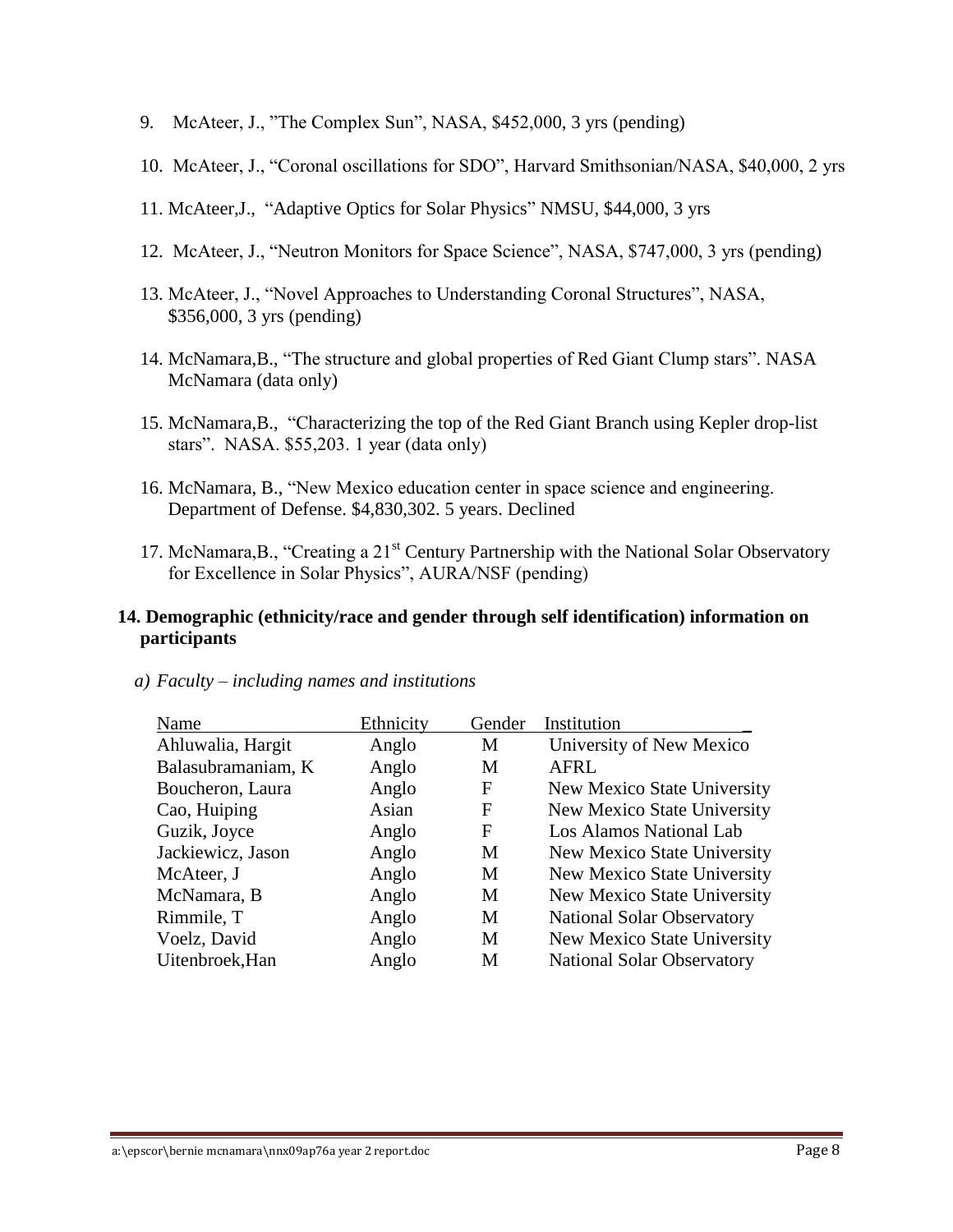9. McAteer, J., "The Complex Sun", NASA, $452,000, 3 yrs (pending)

10. McAteer, J., "Coronal oscillations for SDO", Harvard Smithsonian/NASA, $40,000, 2 yrs

11. McAteer,J., "Adaptive Optics for Solar Physics" NMSU, $44,000, 3 yrs

12. McAteer, J., "Neutron Monitors for Space Science", NASA, $747,000, 3 yrs (pending)

13. McAteer, J., "Novel Approaches to Understanding Coronal Structures", NASA, $356,000, 3 yrs (pending)

14. McNamara,B., "The structure and global properties of Red Giant Clump stars". NASA McNamara (data only)

15. McNamara,B., "Characterizing the top of the Red Giant Branch using Kepler drop-list stars". NASA. $55,203. 1 year (data only)

16. McNamara, B., "New Mexico education center in space science and engineering. Department of Defense. $4,830,302. 5 years. Declined

17. McNamara,B., "Creating a 21st Century Partnership with the National Solar Observatory for Excellence in Solar Physics", AURA/NSF (pending)

## 14. Demographic (ethnicity/race and gender through self identification) information on participants

*a) Faculty – including names and institutions*

| Name | Ethnicity | Gender | Institution |
|---|---|---|---|
| Ahluwalia, Hargit | Anglo | M | University of New Mexico |
| Balasubramaniam, K | Anglo | M | AFRL |
| Boucheron, Laura | Anglo | F | New Mexico State University |
| Cao, Huiping | Asian | F | New Mexico State University |
| Guzik, Joyce | Anglo | F | Los Alamos National Lab |
| Jackiewicz, Jason | Anglo | M | New Mexico State University |
| McAteer, J | Anglo | M | New Mexico State University |
| McNamara, B | Anglo | M | New Mexico State University |
| Rimmile, T | Anglo | M | National Solar Observatory |
| Voelz, David | Anglo | M | New Mexico State University |
| Uitenbroek,Han | Anglo | M | National Solar Observatory |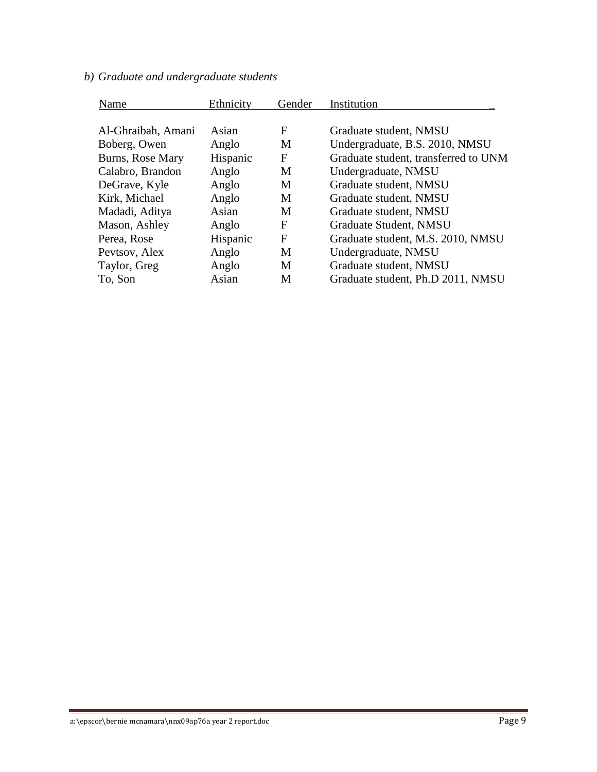*b) Graduate and undergraduate students*

| Name | Ethnicity | Gender | Institution |
|---|---|---|---|
| Al-Ghraibah, Amani | Asian | F | Graduate student, NMSU |
| Boberg, Owen | Anglo | M | Undergraduate, B.S. 2010, NMSU |
| Burns, Rose Mary | Hispanic | F | Graduate student, transferred to UNM |
| Calabro, Brandon | Anglo | M | Undergraduate, NMSU |
| DeGrave, Kyle | Anglo | M | Graduate student, NMSU |
| Kirk, Michael | Anglo | M | Graduate student, NMSU |
| Madadi, Aditya | Asian | M | Graduate student, NMSU |
| Mason, Ashley | Anglo | F | Graduate Student, NMSU |
| Perea, Rose | Hispanic | F | Graduate student, M.S. 2010, NMSU |
| Pevtsov, Alex | Anglo | M | Undergraduate, NMSU |
| Taylor, Greg | Anglo | M | Graduate student, NMSU |
| To, Son | Asian | M | Graduate student, Ph.D 2011, NMSU |